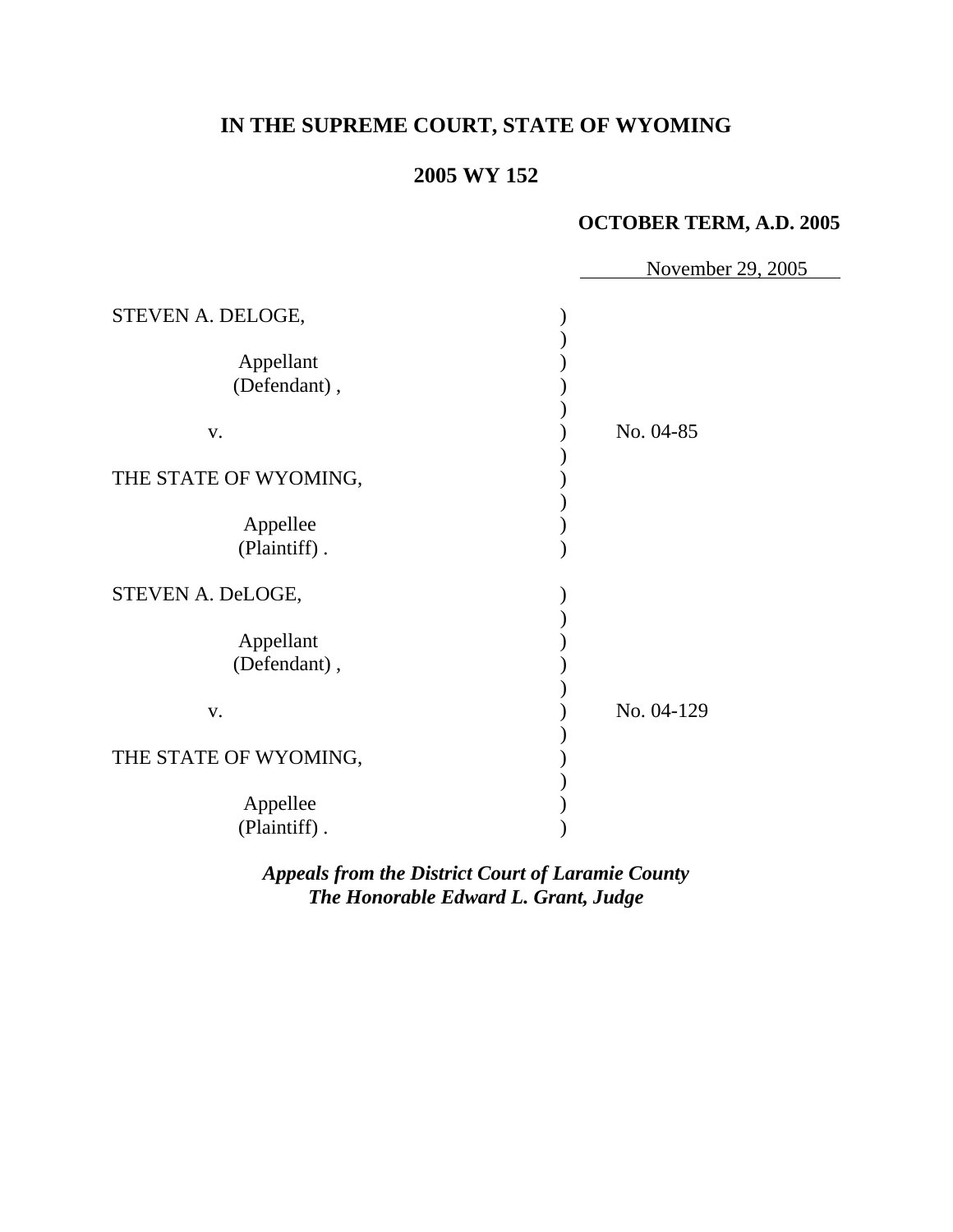# IN THE SUPREME COURT, STATE OF WYOMING

## 2005 WY 152

**OCTOBER TERM, A.D. 2005**

November 29, 2005

STEVEN A. DELOGE,

Appellant (Defendant),

v.

THE STATE OF WYOMING,

Appellee (Plaintiff).

No. 04-85

STEVEN A. DeLOGE,

Appellant (Defendant),

v.

THE STATE OF WYOMING,

Appellee (Plaintiff).

No. 04-129

***Appeals from the District Court of Laramie County***
***The Honorable Edward L. Grant, Judge***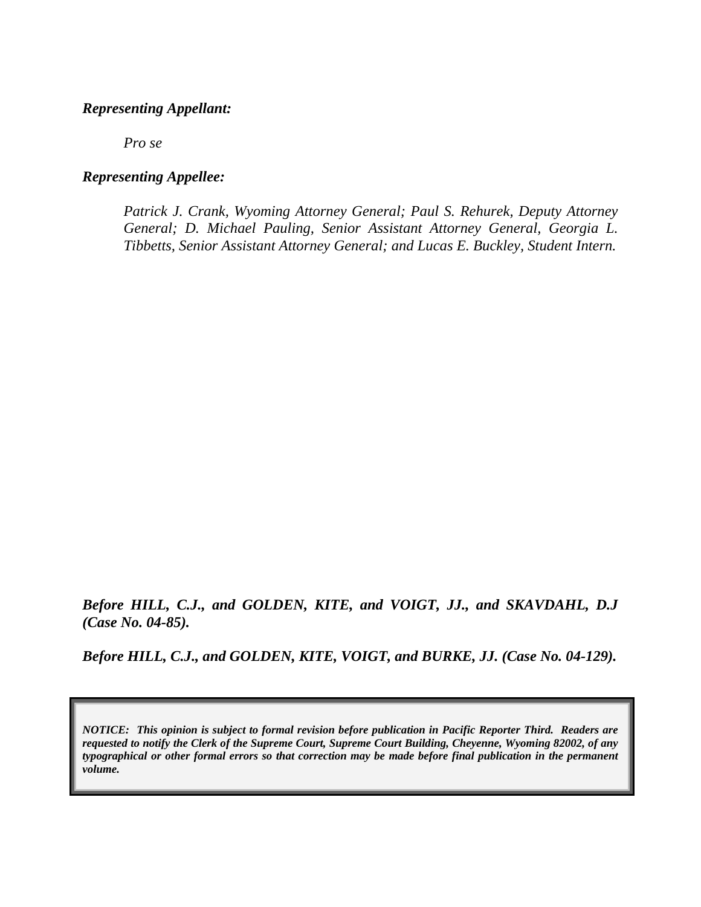***Representing Appellant:***

*Pro se*

***Representing Appellee:***

*Patrick J. Crank, Wyoming Attorney General; Paul S. Rehurek, Deputy Attorney General; D. Michael Pauling, Senior Assistant Attorney General, Georgia L. Tibbetts, Senior Assistant Attorney General; and Lucas E. Buckley, Student Intern.*

***Before HILL, C.J., and GOLDEN, KITE, and VOIGT, JJ., and SKAVDAHL, D.J (Case No. 04-85).***

***Before HILL, C.J., and GOLDEN, KITE, VOIGT, and BURKE, JJ. (Case No. 04-129).***

***NOTICE: This opinion is subject to formal revision before publication in Pacific Reporter Third. Readers are requested to notify the Clerk of the Supreme Court, Supreme Court Building, Cheyenne, Wyoming 82002, of any typographical or other formal errors so that correction may be made before final publication in the permanent volume.***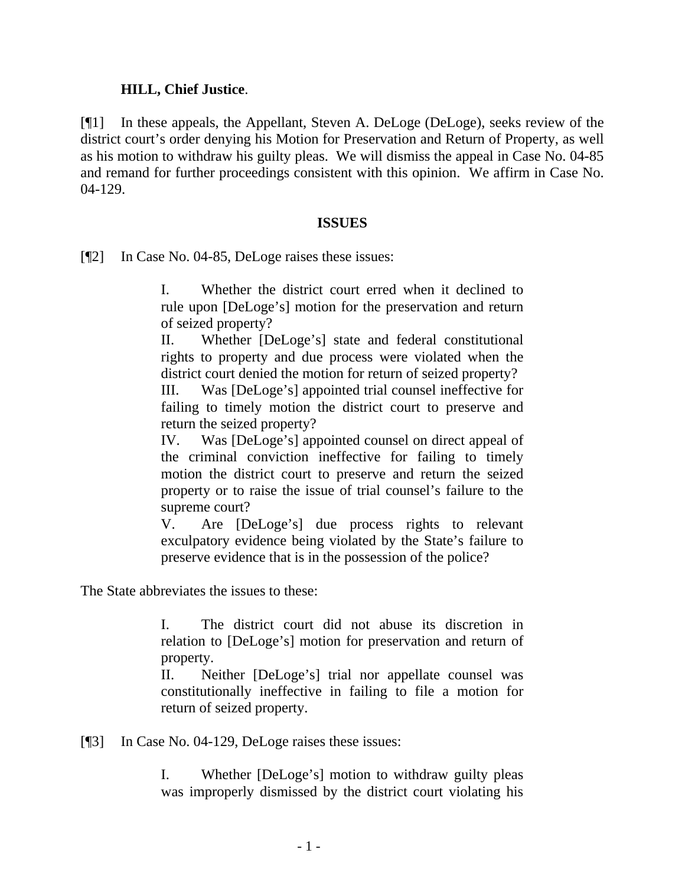**HILL, Chief Justice**.

[¶1] In these appeals, the Appellant, Steven A. DeLoge (DeLoge), seeks review of the district court's order denying his Motion for Preservation and Return of Property, as well as his motion to withdraw his guilty pleas. We will dismiss the appeal in Case No. 04-85 and remand for further proceedings consistent with this opinion. We affirm in Case No. 04-129.

## ISSUES

[¶2] In Case No. 04-85, DeLoge raises these issues:

> I. Whether the district court erred when it declined to rule upon [DeLoge's] motion for the preservation and return of seized property?
>
> II. Whether [DeLoge's] state and federal constitutional rights to property and due process were violated when the district court denied the motion for return of seized property?
>
> III. Was [DeLoge's] appointed trial counsel ineffective for failing to timely motion the district court to preserve and return the seized property?
>
> IV. Was [DeLoge's] appointed counsel on direct appeal of the criminal conviction ineffective for failing to timely motion the district court to preserve and return the seized property or to raise the issue of trial counsel's failure to the supreme court?
>
> V. Are [DeLoge's] due process rights to relevant exculpatory evidence being violated by the State's failure to preserve evidence that is in the possession of the police?

The State abbreviates the issues to these:

> I. The district court did not abuse its discretion in relation to [DeLoge's] motion for preservation and return of property.
>
> II. Neither [DeLoge's] trial nor appellate counsel was constitutionally ineffective in failing to file a motion for return of seized property.

[¶3] In Case No. 04-129, DeLoge raises these issues:

> I. Whether [DeLoge's] motion to withdraw guilty pleas was improperly dismissed by the district court violating his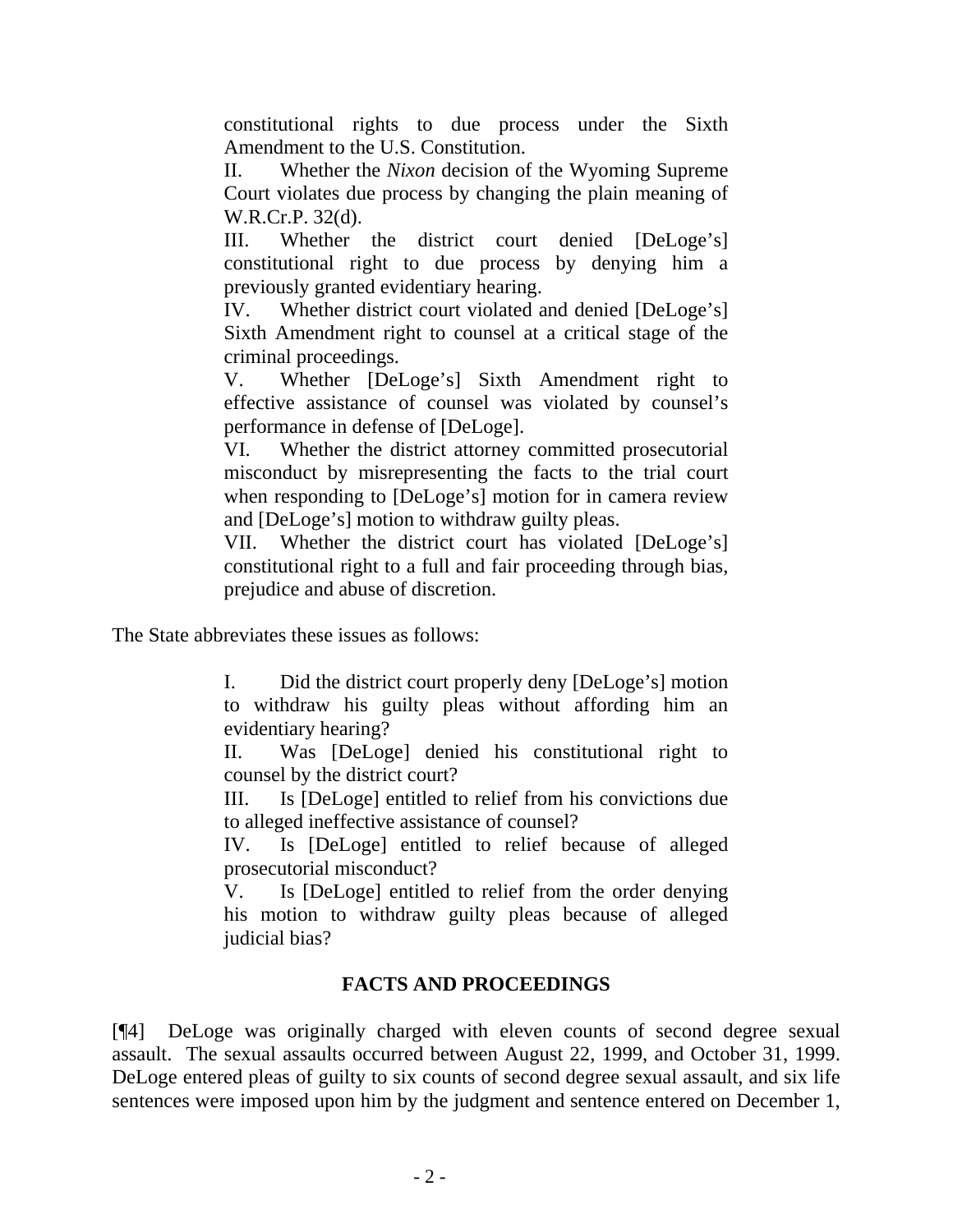constitutional rights to due process under the Sixth Amendment to the U.S. Constitution.

II. Whether the *Nixon* decision of the Wyoming Supreme Court violates due process by changing the plain meaning of W.R.Cr.P. 32(d).

III. Whether the district court denied [DeLoge's] constitutional right to due process by denying him a previously granted evidentiary hearing.

IV. Whether district court violated and denied [DeLoge's] Sixth Amendment right to counsel at a critical stage of the criminal proceedings.

V. Whether [DeLoge's] Sixth Amendment right to effective assistance of counsel was violated by counsel's performance in defense of [DeLoge].

VI. Whether the district attorney committed prosecutorial misconduct by misrepresenting the facts to the trial court when responding to [DeLoge's] motion for in camera review and [DeLoge's] motion to withdraw guilty pleas.

VII. Whether the district court has violated [DeLoge's] constitutional right to a full and fair proceeding through bias, prejudice and abuse of discretion.

The State abbreviates these issues as follows:

I. Did the district court properly deny [DeLoge's] motion to withdraw his guilty pleas without affording him an evidentiary hearing?

II. Was [DeLoge] denied his constitutional right to counsel by the district court?

III. Is [DeLoge] entitled to relief from his convictions due to alleged ineffective assistance of counsel?

IV. Is [DeLoge] entitled to relief because of alleged prosecutorial misconduct?

V. Is [DeLoge] entitled to relief from the order denying his motion to withdraw guilty pleas because of alleged judicial bias?

## FACTS AND PROCEEDINGS

[¶4] DeLoge was originally charged with eleven counts of second degree sexual assault. The sexual assaults occurred between August 22, 1999, and October 31, 1999. DeLoge entered pleas of guilty to six counts of second degree sexual assault, and six life sentences were imposed upon him by the judgment and sentence entered on December 1,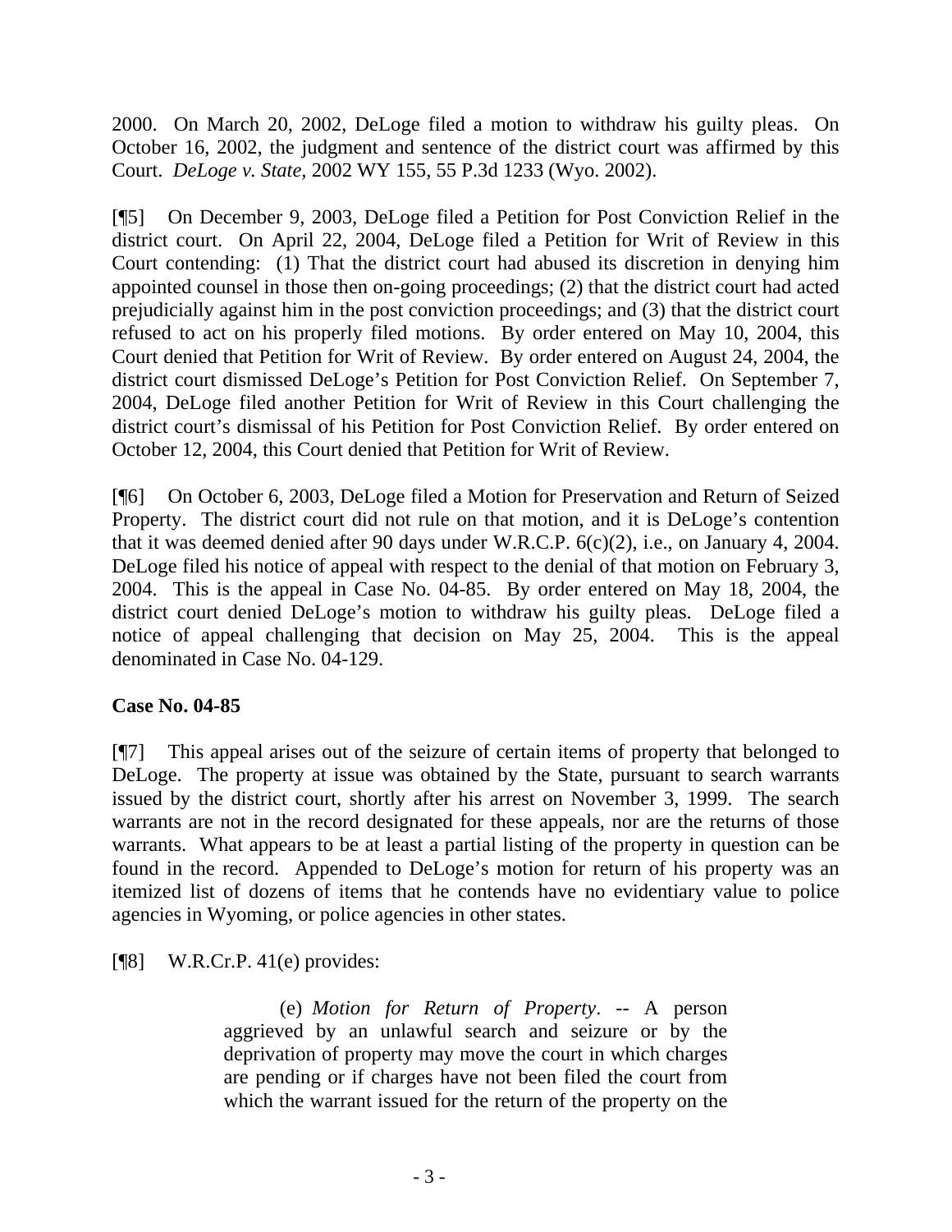2000. On March 20, 2002, DeLoge filed a motion to withdraw his guilty pleas. On October 16, 2002, the judgment and sentence of the district court was affirmed by this Court. *DeLoge v. State*, 2002 WY 155, 55 P.3d 1233 (Wyo. 2002).

[¶5] On December 9, 2003, DeLoge filed a Petition for Post Conviction Relief in the district court. On April 22, 2004, DeLoge filed a Petition for Writ of Review in this Court contending: (1) That the district court had abused its discretion in denying him appointed counsel in those then on-going proceedings; (2) that the district court had acted prejudicially against him in the post conviction proceedings; and (3) that the district court refused to act on his properly filed motions. By order entered on May 10, 2004, this Court denied that Petition for Writ of Review. By order entered on August 24, 2004, the district court dismissed DeLoge's Petition for Post Conviction Relief. On September 7, 2004, DeLoge filed another Petition for Writ of Review in this Court challenging the district court's dismissal of his Petition for Post Conviction Relief. By order entered on October 12, 2004, this Court denied that Petition for Writ of Review.

[¶6] On October 6, 2003, DeLoge filed a Motion for Preservation and Return of Seized Property. The district court did not rule on that motion, and it is DeLoge's contention that it was deemed denied after 90 days under W.R.C.P. 6(c)(2), i.e., on January 4, 2004. DeLoge filed his notice of appeal with respect to the denial of that motion on February 3, 2004. This is the appeal in Case No. 04-85. By order entered on May 18, 2004, the district court denied DeLoge's motion to withdraw his guilty pleas. DeLoge filed a notice of appeal challenging that decision on May 25, 2004. This is the appeal denominated in Case No. 04-129.

**Case No. 04-85**

[¶7] This appeal arises out of the seizure of certain items of property that belonged to DeLoge. The property at issue was obtained by the State, pursuant to search warrants issued by the district court, shortly after his arrest on November 3, 1999. The search warrants are not in the record designated for these appeals, nor are the returns of those warrants. What appears to be at least a partial listing of the property in question can be found in the record. Appended to DeLoge's motion for return of his property was an itemized list of dozens of items that he contends have no evidentiary value to police agencies in Wyoming, or police agencies in other states.

[¶8] W.R.Cr.P. 41(e) provides:

> (e) *Motion for Return of Property*. -- A person aggrieved by an unlawful search and seizure or by the deprivation of property may move the court in which charges are pending or if charges have not been filed the court from which the warrant issued for the return of the property on the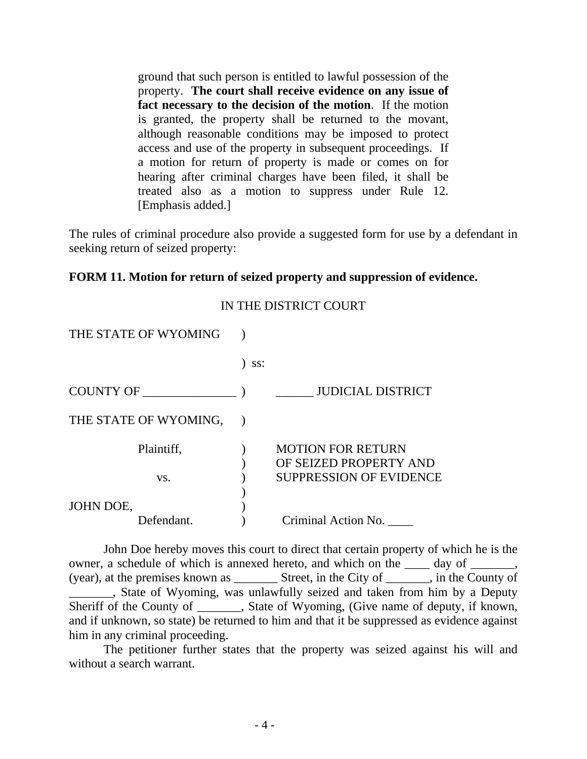> ground that such person is entitled to lawful possession of the property. **The court shall receive evidence on any issue of fact necessary to the decision of the motion**. If the motion is granted, the property shall be returned to the movant, although reasonable conditions may be imposed to protect access and use of the property in subsequent proceedings. If a motion for return of property is made or comes on for hearing after criminal charges have been filed, it shall be treated also as a motion to suppress under Rule 12. [Emphasis added.]

The rules of criminal procedure also provide a suggested form for use by a defendant in seeking return of seized property:

**FORM 11. Motion for return of seized property and suppression of evidence.**

IN THE DISTRICT COURT

```
THE STATE OF WYOMING        )
                            ) ss:
COUNTY OF _______________   )        ______ JUDICIAL DISTRICT

THE STATE OF WYOMING,       )
                            )
        Plaintiff,          )    MOTION FOR RETURN
                            )    OF SEIZED PROPERTY AND
        vs.                 )    SUPPRESSION OF EVIDENCE
                            )
JOHN DOE,                   )
        Defendant.          )    Criminal Action No. ____
```

John Doe hereby moves this court to direct that certain property of which he is the owner, a schedule of which is annexed hereto, and which on the ____ day of _______, (year), at the premises known as _______ Street, in the City of _______, in the County of _______, State of Wyoming, was unlawfully seized and taken from him by a Deputy Sheriff of the County of _______, State of Wyoming, (Give name of deputy, if known, and if unknown, so state) be returned to him and that it be suppressed as evidence against him in any criminal proceeding.

The petitioner further states that the property was seized against his will and without a search warrant.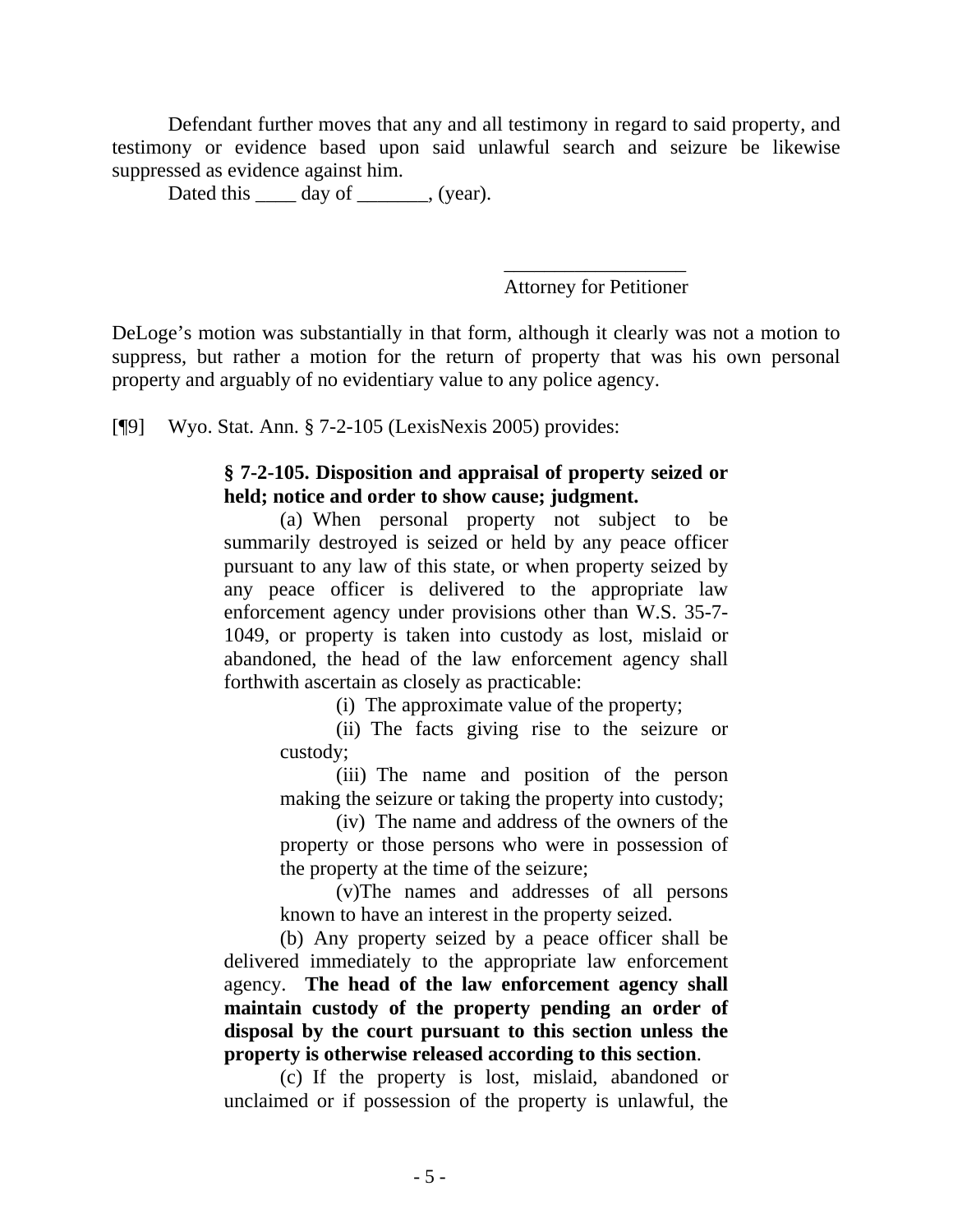Defendant further moves that any and all testimony in regard to said property, and testimony or evidence based upon said unlawful search and seizure be likewise suppressed as evidence against him.

Dated this ____ day of _______, (year).

_________________
Attorney for Petitioner

DeLoge's motion was substantially in that form, although it clearly was not a motion to suppress, but rather a motion for the return of property that was his own personal property and arguably of no evidentiary value to any police agency.

[¶9] Wyo. Stat. Ann. § 7-2-105 (LexisNexis 2005) provides:

> **§ 7-2-105. Disposition and appraisal of property seized or held; notice and order to show cause; judgment.**
>
> (a) When personal property not subject to be summarily destroyed is seized or held by any peace officer pursuant to any law of this state, or when property seized by any peace officer is delivered to the appropriate law enforcement agency under provisions other than W.S. 35-7-1049, or property is taken into custody as lost, mislaid or abandoned, the head of the law enforcement agency shall forthwith ascertain as closely as practicable:
>
> (i) The approximate value of the property;
>
> (ii) The facts giving rise to the seizure or custody;
>
> (iii) The name and position of the person making the seizure or taking the property into custody;
>
> (iv) The name and address of the owners of the property or those persons who were in possession of the property at the time of the seizure;
>
> (v) The names and addresses of all persons known to have an interest in the property seized.
>
> (b) Any property seized by a peace officer shall be delivered immediately to the appropriate law enforcement agency. **The head of the law enforcement agency shall maintain custody of the property pending an order of disposal by the court pursuant to this section unless the property is otherwise released according to this section**.
>
> (c) If the property is lost, mislaid, abandoned or unclaimed or if possession of the property is unlawful, the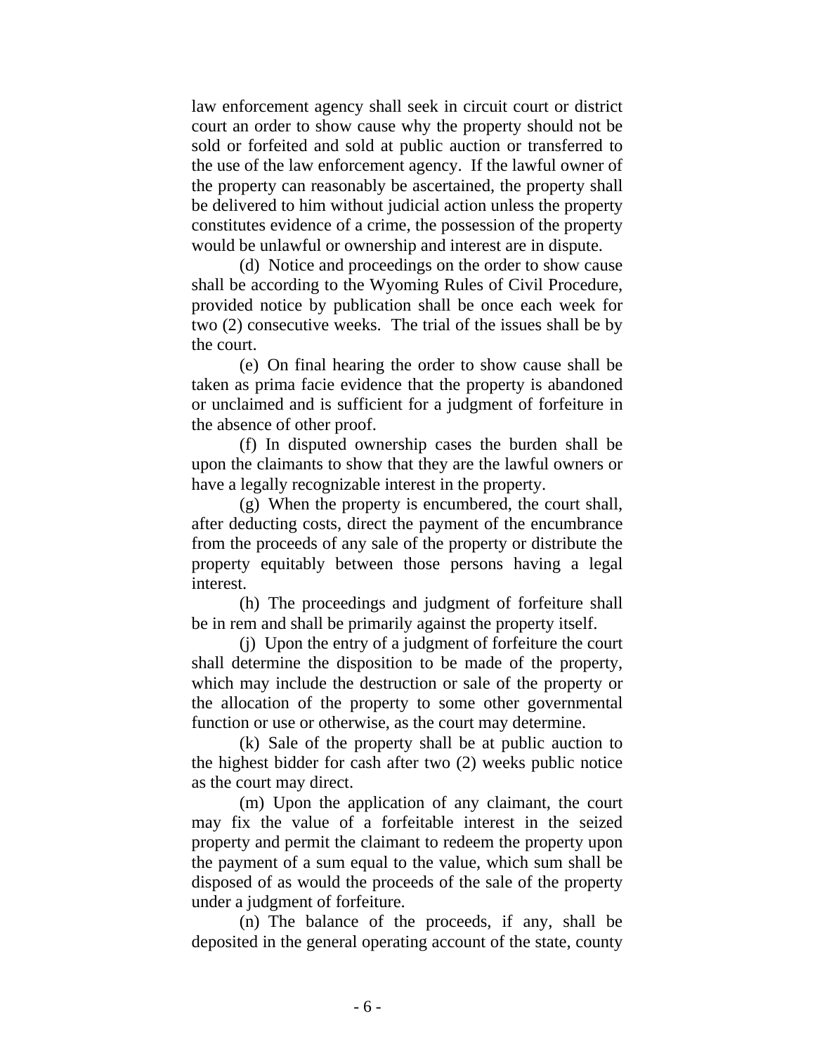law enforcement agency shall seek in circuit court or district court an order to show cause why the property should not be sold or forfeited and sold at public auction or transferred to the use of the law enforcement agency. If the lawful owner of the property can reasonably be ascertained, the property shall be delivered to him without judicial action unless the property constitutes evidence of a crime, the possession of the property would be unlawful or ownership and interest are in dispute.

(d) Notice and proceedings on the order to show cause shall be according to the Wyoming Rules of Civil Procedure, provided notice by publication shall be once each week for two (2) consecutive weeks. The trial of the issues shall be by the court.

(e) On final hearing the order to show cause shall be taken as prima facie evidence that the property is abandoned or unclaimed and is sufficient for a judgment of forfeiture in the absence of other proof.

(f) In disputed ownership cases the burden shall be upon the claimants to show that they are the lawful owners or have a legally recognizable interest in the property.

(g) When the property is encumbered, the court shall, after deducting costs, direct the payment of the encumbrance from the proceeds of any sale of the property or distribute the property equitably between those persons having a legal interest.

(h) The proceedings and judgment of forfeiture shall be in rem and shall be primarily against the property itself.

(j) Upon the entry of a judgment of forfeiture the court shall determine the disposition to be made of the property, which may include the destruction or sale of the property or the allocation of the property to some other governmental function or use or otherwise, as the court may determine.

(k) Sale of the property shall be at public auction to the highest bidder for cash after two (2) weeks public notice as the court may direct.

(m) Upon the application of any claimant, the court may fix the value of a forfeitable interest in the seized property and permit the claimant to redeem the property upon the payment of a sum equal to the value, which sum shall be disposed of as would the proceeds of the sale of the property under a judgment of forfeiture.

(n) The balance of the proceeds, if any, shall be deposited in the general operating account of the state, county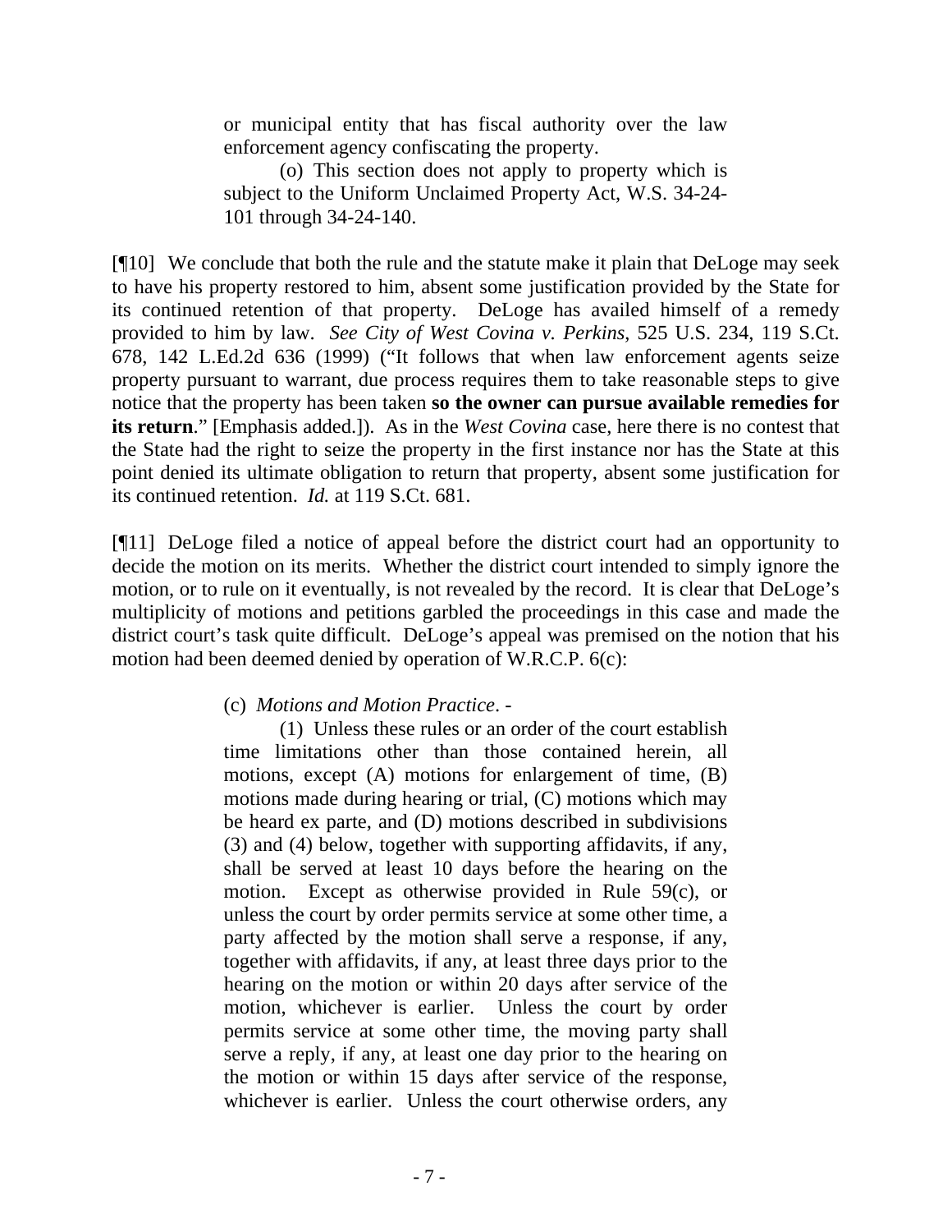> or municipal entity that has fiscal authority over the law enforcement agency confiscating the property.
>
> (o) This section does not apply to property which is subject to the Uniform Unclaimed Property Act, W.S. 34-24-101 through 34-24-140.

[¶10] We conclude that both the rule and the statute make it plain that DeLoge may seek to have his property restored to him, absent some justification provided by the State for its continued retention of that property. DeLoge has availed himself of a remedy provided to him by law. *See City of West Covina v. Perkins*, 525 U.S. 234, 119 S.Ct. 678, 142 L.Ed.2d 636 (1999) ("It follows that when law enforcement agents seize property pursuant to warrant, due process requires them to take reasonable steps to give notice that the property has been taken **so the owner can pursue available remedies for its return**." [Emphasis added.]). As in the *West Covina* case, here there is no contest that the State had the right to seize the property in the first instance nor has the State at this point denied its ultimate obligation to return that property, absent some justification for its continued retention. *Id.* at 119 S.Ct. 681.

[¶11] DeLoge filed a notice of appeal before the district court had an opportunity to decide the motion on its merits. Whether the district court intended to simply ignore the motion, or to rule on it eventually, is not revealed by the record. It is clear that DeLoge's multiplicity of motions and petitions garbled the proceedings in this case and made the district court's task quite difficult. DeLoge's appeal was premised on the notion that his motion had been deemed denied by operation of W.R.C.P. 6(c):

> (c) *Motions and Motion Practice*. -
>
> (1) Unless these rules or an order of the court establish time limitations other than those contained herein, all motions, except (A) motions for enlargement of time, (B) motions made during hearing or trial, (C) motions which may be heard ex parte, and (D) motions described in subdivisions (3) and (4) below, together with supporting affidavits, if any, shall be served at least 10 days before the hearing on the motion. Except as otherwise provided in Rule 59(c), or unless the court by order permits service at some other time, a party affected by the motion shall serve a response, if any, together with affidavits, if any, at least three days prior to the hearing on the motion or within 20 days after service of the motion, whichever is earlier. Unless the court by order permits service at some other time, the moving party shall serve a reply, if any, at least one day prior to the hearing on the motion or within 15 days after service of the response, whichever is earlier. Unless the court otherwise orders, any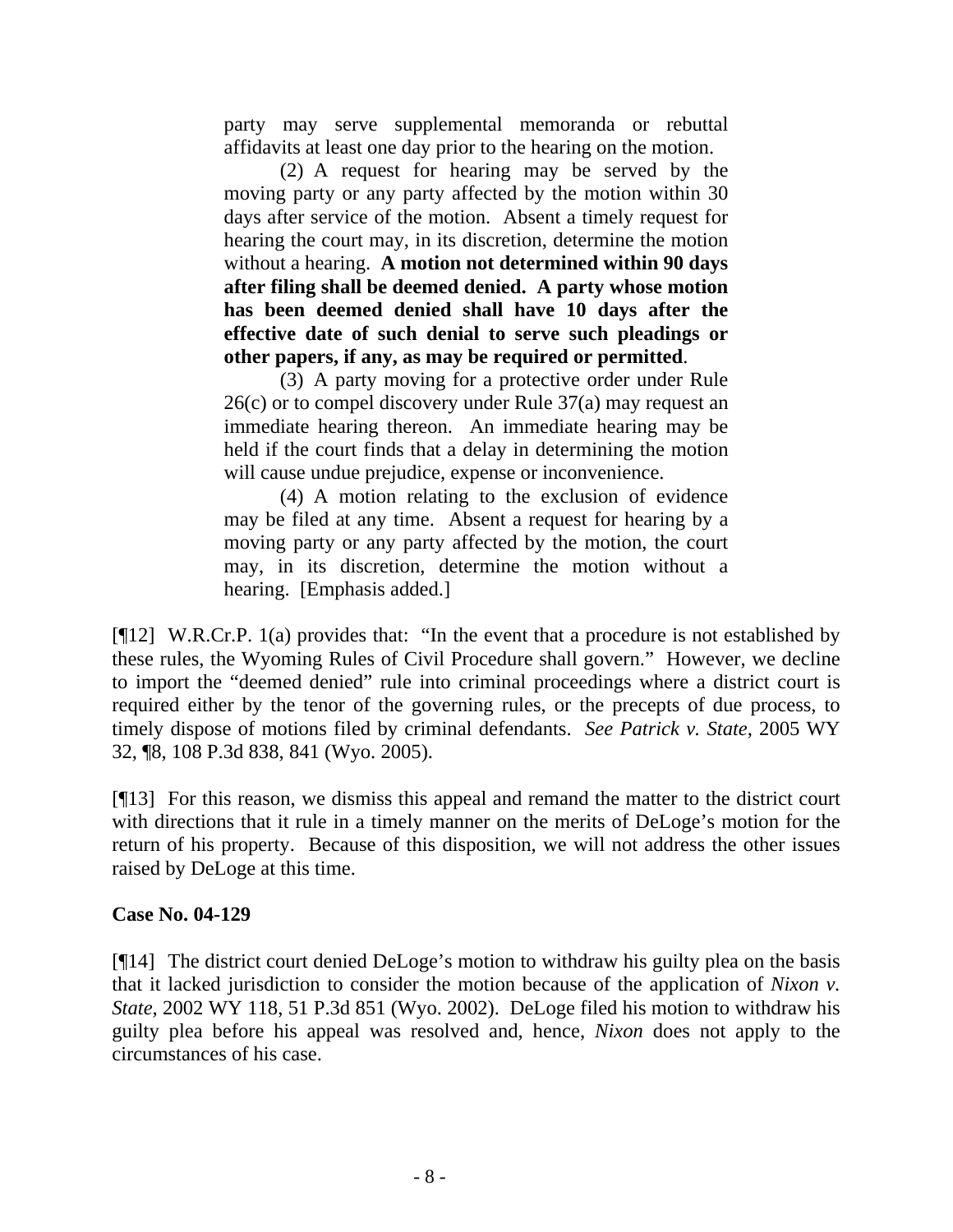> party may serve supplemental memoranda or rebuttal affidavits at least one day prior to the hearing on the motion.
>
> (2) A request for hearing may be served by the moving party or any party affected by the motion within 30 days after service of the motion. Absent a timely request for hearing the court may, in its discretion, determine the motion without a hearing. **A motion not determined within 90 days after filing shall be deemed denied. A party whose motion has been deemed denied shall have 10 days after the effective date of such denial to serve such pleadings or other papers, if any, as may be required or permitted**.
>
> (3) A party moving for a protective order under Rule 26(c) or to compel discovery under Rule 37(a) may request an immediate hearing thereon. An immediate hearing may be held if the court finds that a delay in determining the motion will cause undue prejudice, expense or inconvenience.
>
> (4) A motion relating to the exclusion of evidence may be filed at any time. Absent a request for hearing by a moving party or any party affected by the motion, the court may, in its discretion, determine the motion without a hearing. [Emphasis added.]

[¶12] W.R.Cr.P. 1(a) provides that: "In the event that a procedure is not established by these rules, the Wyoming Rules of Civil Procedure shall govern." However, we decline to import the "deemed denied" rule into criminal proceedings where a district court is required either by the tenor of the governing rules, or the precepts of due process, to timely dispose of motions filed by criminal defendants. *See Patrick v. State*, 2005 WY 32, ¶8, 108 P.3d 838, 841 (Wyo. 2005).

[¶13] For this reason, we dismiss this appeal and remand the matter to the district court with directions that it rule in a timely manner on the merits of DeLoge's motion for the return of his property. Because of this disposition, we will not address the other issues raised by DeLoge at this time.

**Case No. 04-129**

[¶14] The district court denied DeLoge's motion to withdraw his guilty plea on the basis that it lacked jurisdiction to consider the motion because of the application of *Nixon v. State*, 2002 WY 118, 51 P.3d 851 (Wyo. 2002). DeLoge filed his motion to withdraw his guilty plea before his appeal was resolved and, hence, *Nixon* does not apply to the circumstances of his case.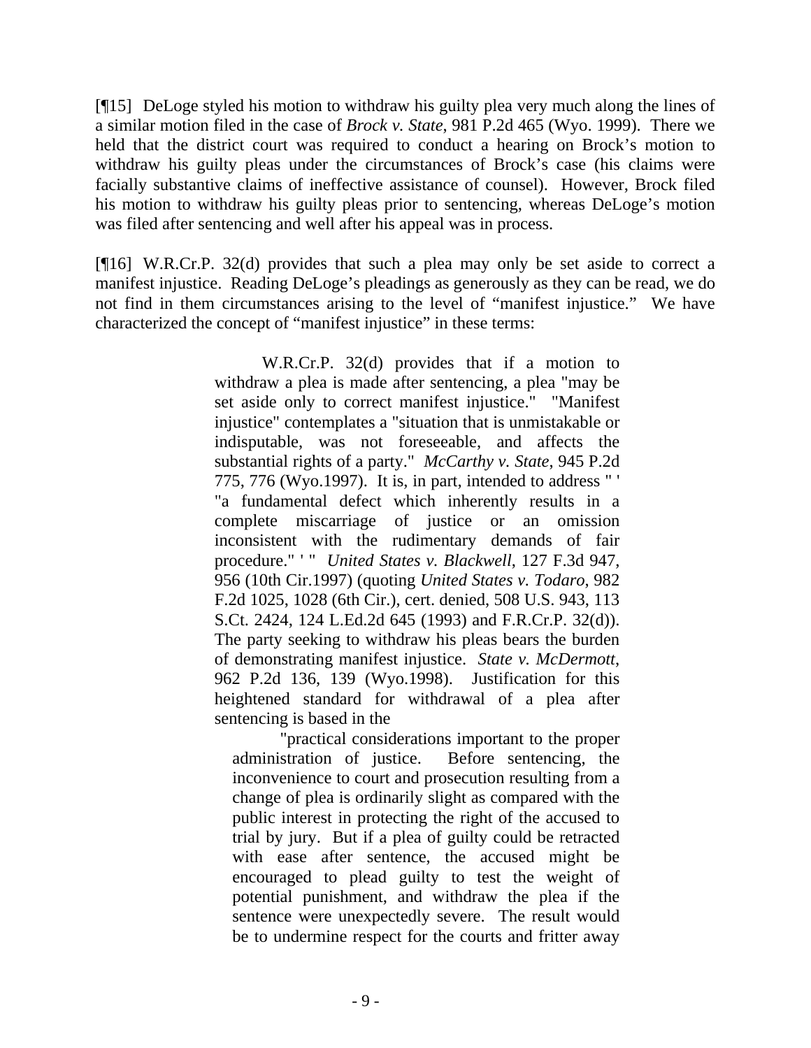[¶15] DeLoge styled his motion to withdraw his guilty plea very much along the lines of a similar motion filed in the case of *Brock v. State*, 981 P.2d 465 (Wyo. 1999). There we held that the district court was required to conduct a hearing on Brock's motion to withdraw his guilty pleas under the circumstances of Brock's case (his claims were facially substantive claims of ineffective assistance of counsel). However, Brock filed his motion to withdraw his guilty pleas prior to sentencing, whereas DeLoge's motion was filed after sentencing and well after his appeal was in process.

[¶16] W.R.Cr.P. 32(d) provides that such a plea may only be set aside to correct a manifest injustice. Reading DeLoge's pleadings as generously as they can be read, we do not find in them circumstances arising to the level of "manifest injustice." We have characterized the concept of "manifest injustice" in these terms:

> W.R.Cr.P. 32(d) provides that if a motion to withdraw a plea is made after sentencing, a plea "may be set aside only to correct manifest injustice." "Manifest injustice" contemplates a "situation that is unmistakable or indisputable, was not foreseeable, and affects the substantial rights of a party." *McCarthy v. State*, 945 P.2d 775, 776 (Wyo.1997). It is, in part, intended to address " ' "a fundamental defect which inherently results in a complete miscarriage of justice or an omission inconsistent with the rudimentary demands of fair procedure." ' " *United States v. Blackwell*, 127 F.3d 947, 956 (10th Cir.1997) (quoting *United States v. Todaro*, 982 F.2d 1025, 1028 (6th Cir.), cert. denied, 508 U.S. 943, 113 S.Ct. 2424, 124 L.Ed.2d 645 (1993) and F.R.Cr.P. 32(d)). The party seeking to withdraw his pleas bears the burden of demonstrating manifest injustice. *State v. McDermott*, 962 P.2d 136, 139 (Wyo.1998). Justification for this heightened standard for withdrawal of a plea after sentencing is based in the
>
> > "practical considerations important to the proper administration of justice. Before sentencing, the inconvenience to court and prosecution resulting from a change of plea is ordinarily slight as compared with the public interest in protecting the right of the accused to trial by jury. But if a plea of guilty could be retracted with ease after sentence, the accused might be encouraged to plead guilty to test the weight of potential punishment, and withdraw the plea if the sentence were unexpectedly severe. The result would be to undermine respect for the courts and fritter away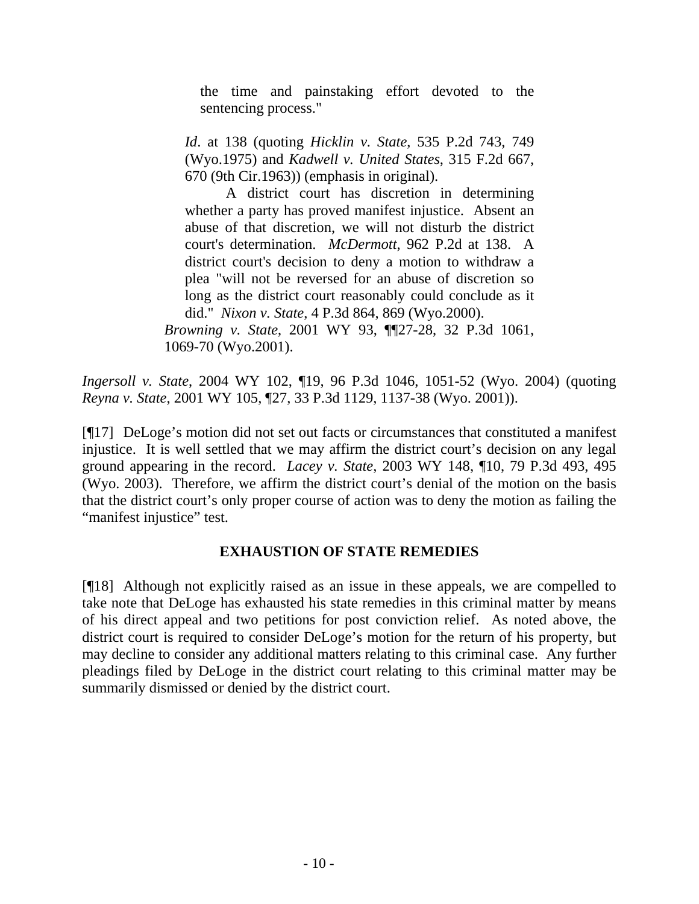> > the time and painstaking effort devoted to the sentencing process."
>
> *Id*. at 138 (quoting *Hicklin v. State*, 535 P.2d 743, 749 (Wyo.1975) and *Kadwell v. United States*, 315 F.2d 667, 670 (9th Cir.1963)) (emphasis in original).
>
> A district court has discretion in determining whether a party has proved manifest injustice. Absent an abuse of that discretion, we will not disturb the district court's determination. *McDermott*, 962 P.2d at 138. A district court's decision to deny a motion to withdraw a plea "will not be reversed for an abuse of discretion so long as the district court reasonably could conclude as it did." *Nixon v. State*, 4 P.3d 864, 869 (Wyo.2000).
>
> *Browning v. State*, 2001 WY 93, ¶¶27-28, 32 P.3d 1061, 1069-70 (Wyo.2001).

*Ingersoll v. State*, 2004 WY 102, ¶19, 96 P.3d 1046, 1051-52 (Wyo. 2004) (quoting *Reyna v. State*, 2001 WY 105, ¶27, 33 P.3d 1129, 1137-38 (Wyo. 2001)).

[¶17] DeLoge's motion did not set out facts or circumstances that constituted a manifest injustice. It is well settled that we may affirm the district court's decision on any legal ground appearing in the record. *Lacey v. State*, 2003 WY 148, ¶10, 79 P.3d 493, 495 (Wyo. 2003). Therefore, we affirm the district court's denial of the motion on the basis that the district court's only proper course of action was to deny the motion as failing the "manifest injustice" test.

## EXHAUSTION OF STATE REMEDIES

[¶18] Although not explicitly raised as an issue in these appeals, we are compelled to take note that DeLoge has exhausted his state remedies in this criminal matter by means of his direct appeal and two petitions for post conviction relief. As noted above, the district court is required to consider DeLoge's motion for the return of his property, but may decline to consider any additional matters relating to this criminal case. Any further pleadings filed by DeLoge in the district court relating to this criminal matter may be summarily dismissed or denied by the district court.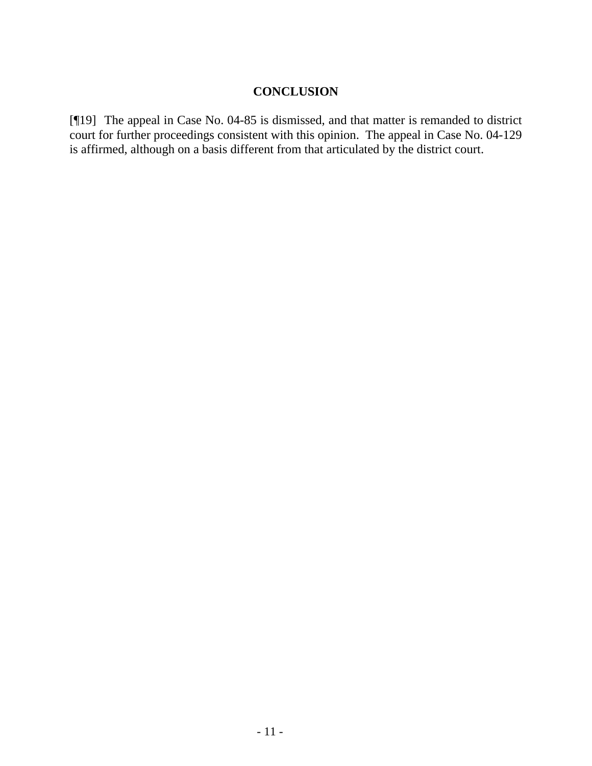## CONCLUSION

[¶19] The appeal in Case No. 04-85 is dismissed, and that matter is remanded to district court for further proceedings consistent with this opinion. The appeal in Case No. 04-129 is affirmed, although on a basis different from that articulated by the district court.